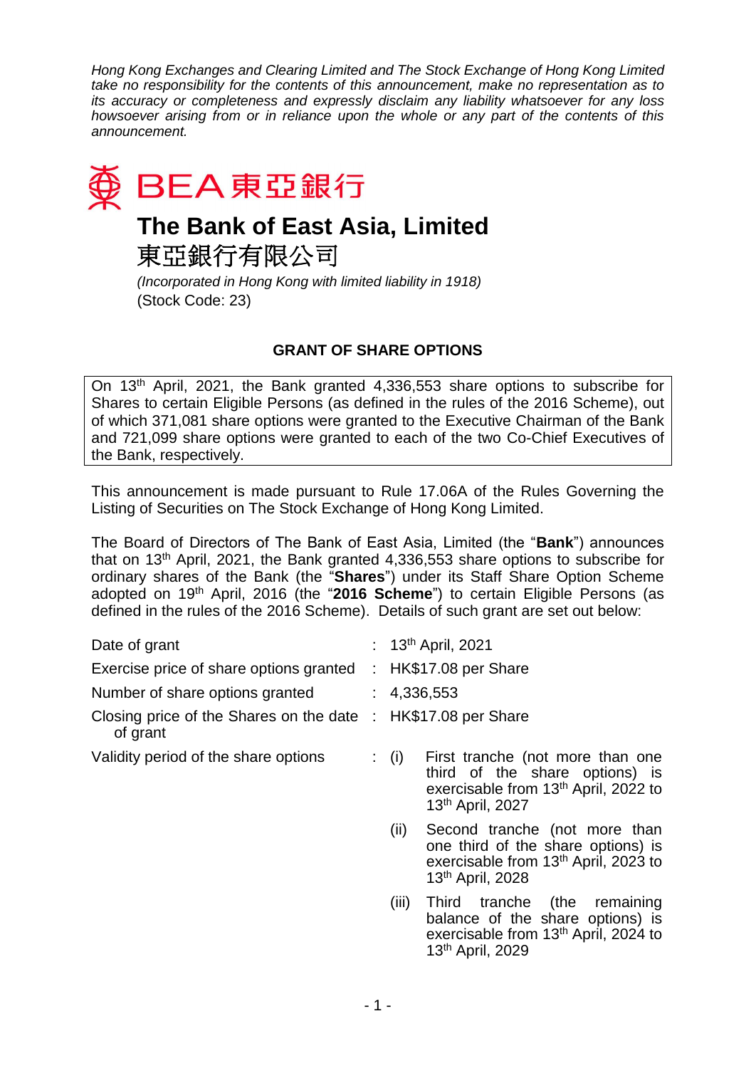*Hong Kong Exchanges and Clearing Limited and The Stock Exchange of Hong Kong Limited take no responsibility for the contents of this announcement, make no representation as to its accuracy or completeness and expressly disclaim any liability whatsoever for any loss howsoever arising from or in reliance upon the whole or any part of the contents of this announcement.*

BEA 東亞銀行

# The Bank of East Asia, Limited

# 東亞銀行有限公司

*(Incorporated in Hong Kong with limited liability in 1918)*
(Stock Code: 23)

## GRANT OF SHARE OPTIONS

On 13th April, 2021, the Bank granted 4,336,553 share options to subscribe for Shares to certain Eligible Persons (as defined in the rules of the 2016 Scheme), out of which 371,081 share options were granted to the Executive Chairman of the Bank and 721,099 share options were granted to each of the two Co-Chief Executives of the Bank, respectively.

This announcement is made pursuant to Rule 17.06A of the Rules Governing the Listing of Securities on The Stock Exchange of Hong Kong Limited.

The Board of Directors of The Bank of East Asia, Limited (the "**Bank**") announces that on 13th April, 2021, the Bank granted 4,336,553 share options to subscribe for ordinary shares of the Bank (the "**Shares**") under its Staff Share Option Scheme adopted on 19th April, 2016 (the "**2016 Scheme**") to certain Eligible Persons (as defined in the rules of the 2016 Scheme). Details of such grant are set out below:

| | | |
|---|---|---|
| Date of grant | : | 13th April, 2021 |
| Exercise price of share options granted | : | HK$17.08 per Share |
| Number of share options granted | : | 4,336,553 |
| Closing price of the Shares on the date of grant | : | HK$17.08 per Share |
| Validity period of the share options | : | (i) First tranche (not more than one third of the share options) is exercisable from 13th April, 2022 to 13th April, 2027 |
| | | (ii) Second tranche (not more than one third of the share options) is exercisable from 13th April, 2023 to 13th April, 2028 |
| | | (iii) Third tranche (the remaining balance of the share options) is exercisable from 13th April, 2024 to 13th April, 2029 |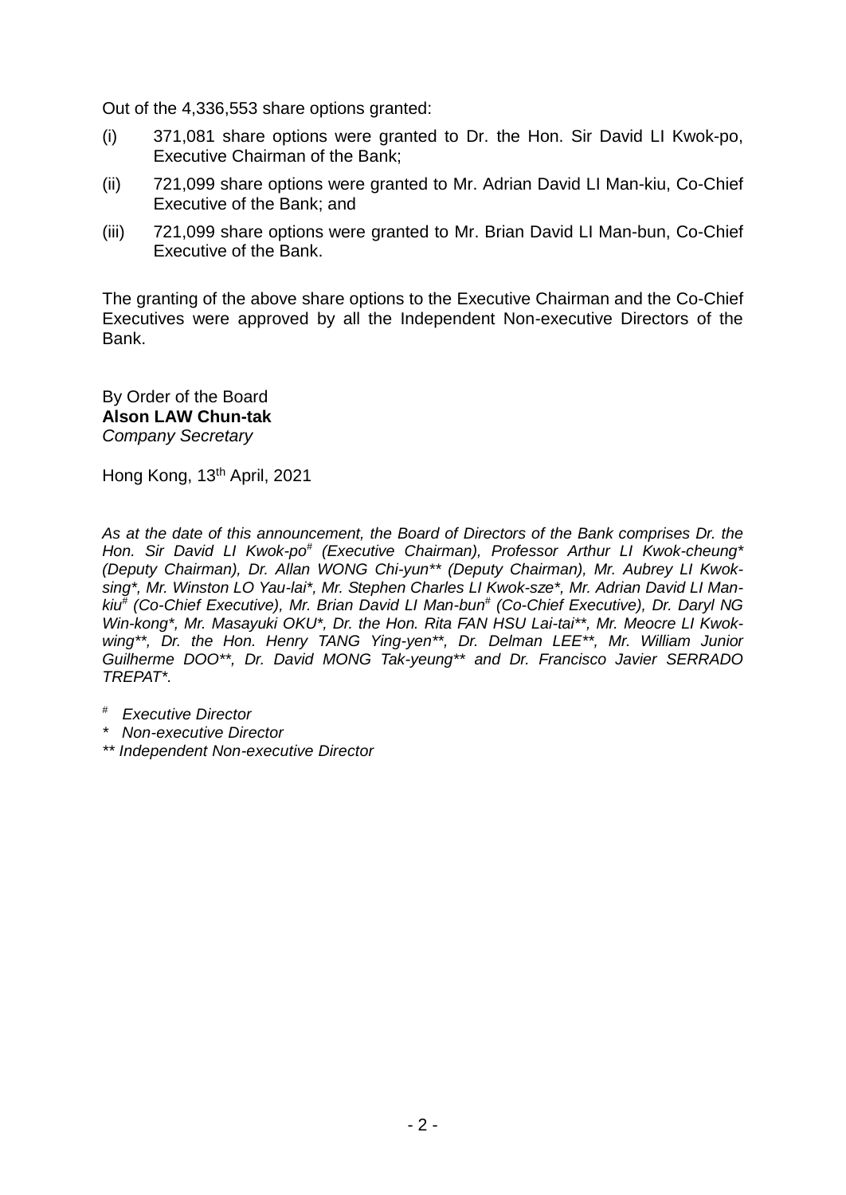Out of the 4,336,553 share options granted:

(i) 371,081 share options were granted to Dr. the Hon. Sir David LI Kwok-po, Executive Chairman of the Bank;

(ii) 721,099 share options were granted to Mr. Adrian David LI Man-kiu, Co-Chief Executive of the Bank; and

(iii) 721,099 share options were granted to Mr. Brian David LI Man-bun, Co-Chief Executive of the Bank.

The granting of the above share options to the Executive Chairman and the Co-Chief Executives were approved by all the Independent Non-executive Directors of the Bank.

By Order of the Board
**Alson LAW Chun-tak**
*Company Secretary*

Hong Kong, 13th April, 2021

*As at the date of this announcement, the Board of Directors of the Bank comprises Dr. the Hon. Sir David LI Kwok-po# (Executive Chairman), Professor Arthur LI Kwok-cheung* (Deputy Chairman), Dr. Allan WONG Chi-yun** (Deputy Chairman), Mr. Aubrey LI Kwok-sing*, Mr. Winston LO Yau-lai*, Mr. Stephen Charles LI Kwok-sze*, Mr. Adrian David LI Man-kiu# (Co-Chief Executive), Mr. Brian David LI Man-bun# (Co-Chief Executive), Dr. Daryl NG Win-kong*, Mr. Masayuki OKU*, Dr. the Hon. Rita FAN HSU Lai-tai**, Mr. Meocre LI Kwok-wing**, Dr. the Hon. Henry TANG Ying-yen**, Dr. Delman LEE**, Mr. William Junior Guilherme DOO**, Dr. David MONG Tak-yeung** and Dr. Francisco Javier SERRADO TREPAT*.*

# *Executive Director*
\* *Non-executive Director*
\** *Independent Non-executive Director*